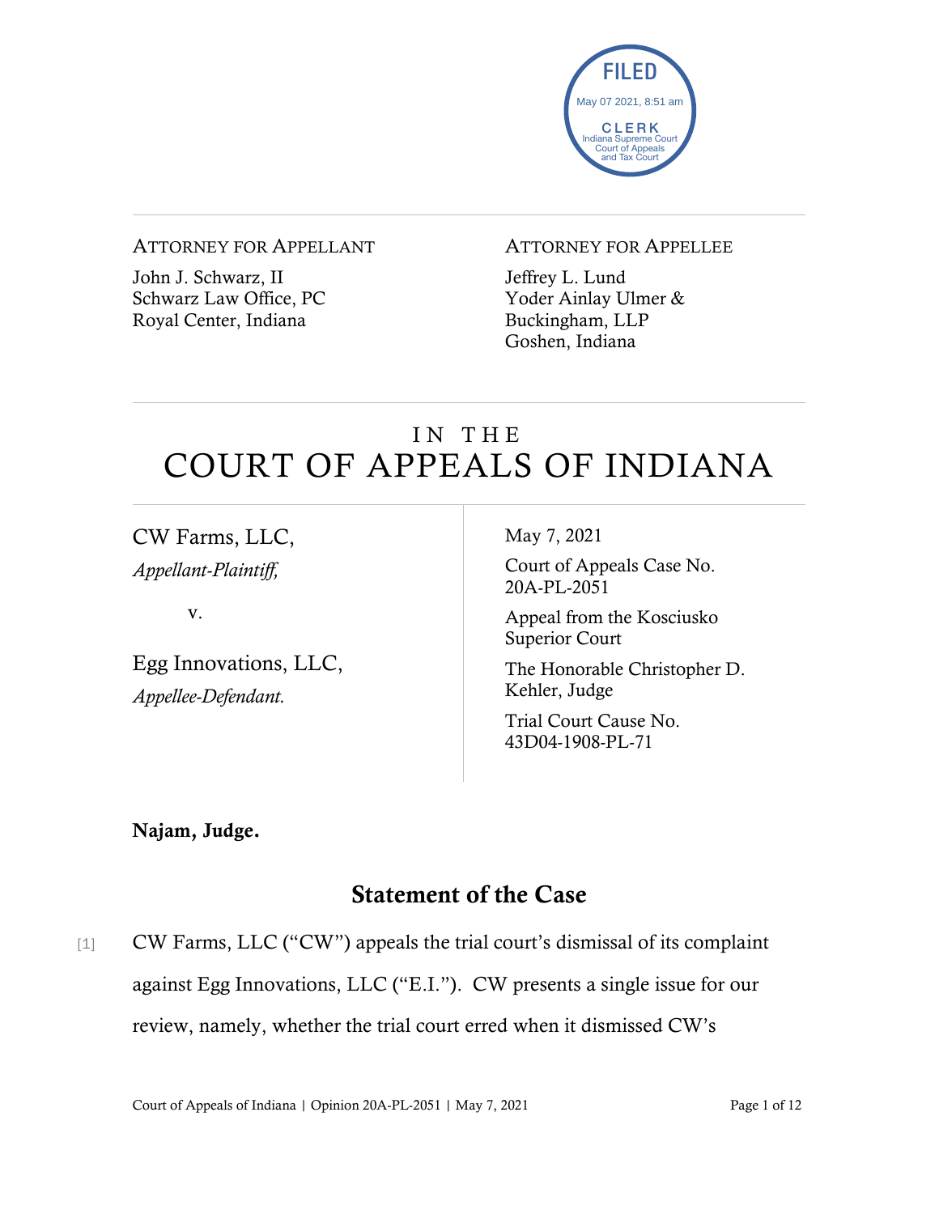FILED
May 07 2021, 8:51 am
CLERK
Indiana Supreme Court
Court of Appeals
and Tax Court

ATTORNEY FOR APPELLANT

John J. Schwarz, II
Schwarz Law Office, PC
Royal Center, Indiana

ATTORNEY FOR APPELLEE

Jeffrey L. Lund
Yoder Ainlay Ulmer & Buckingham, LLP
Goshen, Indiana

# IN THE COURT OF APPEALS OF INDIANA

CW Farms, LLC,
*Appellant-Plaintiff,*

v.

Egg Innovations, LLC,
*Appellee-Defendant.*

May 7, 2021

Court of Appeals Case No. 20A-PL-2051

Appeal from the Kosciusko Superior Court

The Honorable Christopher D. Kehler, Judge

Trial Court Cause No. 43D04-1908-PL-71

**Najam, Judge.**

## Statement of the Case

[1] CW Farms, LLC ("CW") appeals the trial court's dismissal of its complaint against Egg Innovations, LLC ("E.I."). CW presents a single issue for our review, namely, whether the trial court erred when it dismissed CW's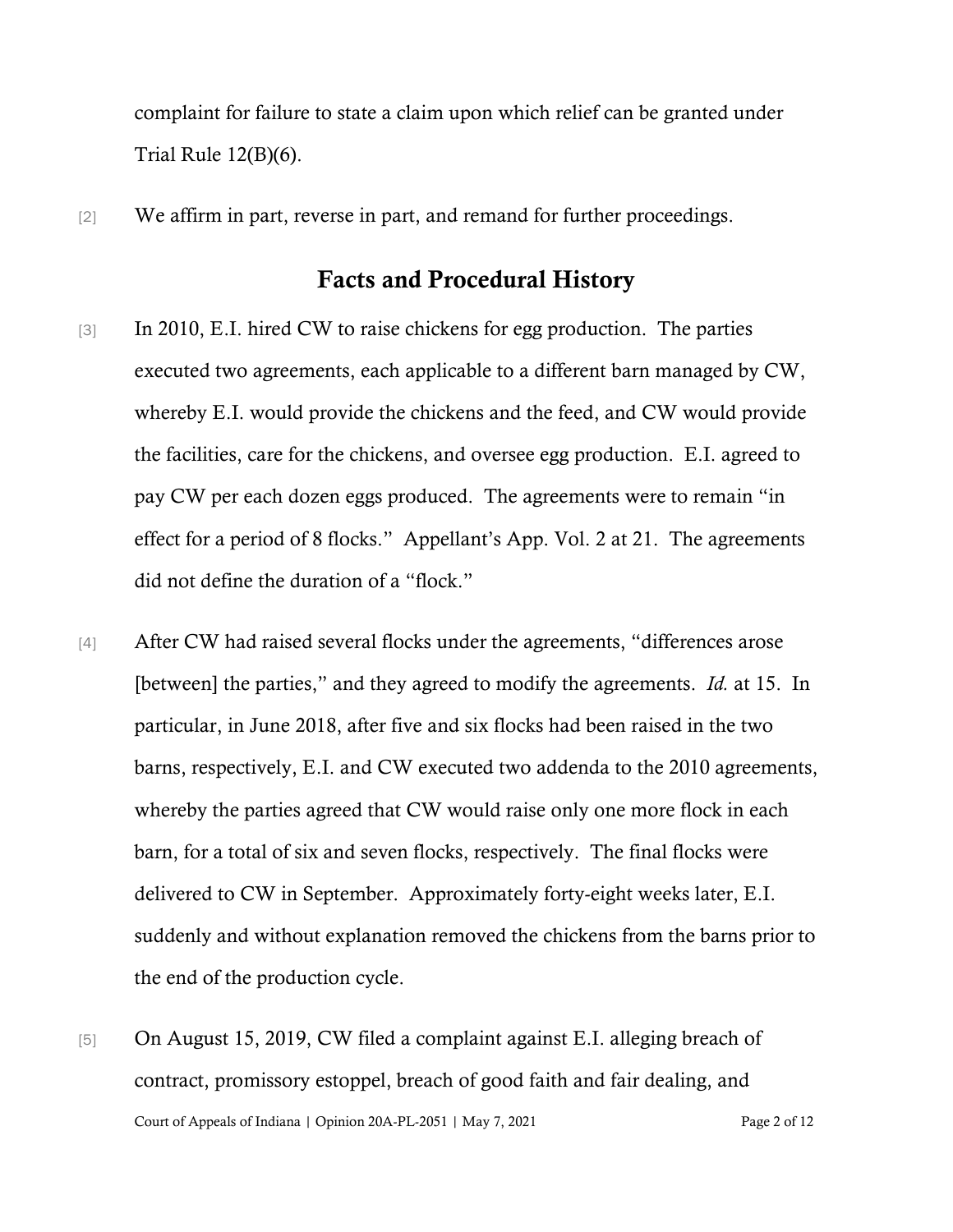complaint for failure to state a claim upon which relief can be granted under Trial Rule 12(B)(6).

[2] We affirm in part, reverse in part, and remand for further proceedings.

## Facts and Procedural History

[3] In 2010, E.I. hired CW to raise chickens for egg production. The parties executed two agreements, each applicable to a different barn managed by CW, whereby E.I. would provide the chickens and the feed, and CW would provide the facilities, care for the chickens, and oversee egg production. E.I. agreed to pay CW per each dozen eggs produced. The agreements were to remain "in effect for a period of 8 flocks." Appellant's App. Vol. 2 at 21. The agreements did not define the duration of a "flock."

[4] After CW had raised several flocks under the agreements, "differences arose [between] the parties," and they agreed to modify the agreements. *Id.* at 15. In particular, in June 2018, after five and six flocks had been raised in the two barns, respectively, E.I. and CW executed two addenda to the 2010 agreements, whereby the parties agreed that CW would raise only one more flock in each barn, for a total of six and seven flocks, respectively. The final flocks were delivered to CW in September. Approximately forty-eight weeks later, E.I. suddenly and without explanation removed the chickens from the barns prior to the end of the production cycle.

[5] On August 15, 2019, CW filed a complaint against E.I. alleging breach of contract, promissory estoppel, breach of good faith and fair dealing, and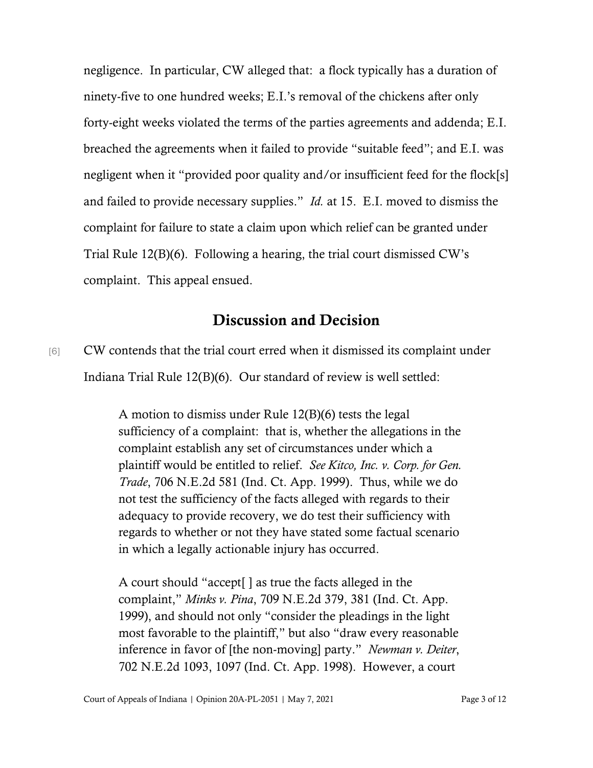negligence. In particular, CW alleged that: a flock typically has a duration of ninety-five to one hundred weeks; E.I.'s removal of the chickens after only forty-eight weeks violated the terms of the parties agreements and addenda; E.I. breached the agreements when it failed to provide "suitable feed"; and E.I. was negligent when it "provided poor quality and/or insufficient feed for the flock[s] and failed to provide necessary supplies." *Id.* at 15. E.I. moved to dismiss the complaint for failure to state a claim upon which relief can be granted under Trial Rule 12(B)(6). Following a hearing, the trial court dismissed CW's complaint. This appeal ensued.

## Discussion and Decision

[6] CW contends that the trial court erred when it dismissed its complaint under Indiana Trial Rule 12(B)(6). Our standard of review is well settled:

> A motion to dismiss under Rule 12(B)(6) tests the legal sufficiency of a complaint: that is, whether the allegations in the complaint establish any set of circumstances under which a plaintiff would be entitled to relief. *See Kitco, Inc. v. Corp. for Gen. Trade*, 706 N.E.2d 581 (Ind. Ct. App. 1999). Thus, while we do not test the sufficiency of the facts alleged with regards to their adequacy to provide recovery, we do test their sufficiency with regards to whether or not they have stated some factual scenario in which a legally actionable injury has occurred.
>
> A court should "accept[ ] as true the facts alleged in the complaint," *Minks v. Pina*, 709 N.E.2d 379, 381 (Ind. Ct. App. 1999), and should not only "consider the pleadings in the light most favorable to the plaintiff," but also "draw every reasonable inference in favor of [the non-moving] party." *Newman v. Deiter*, 702 N.E.2d 1093, 1097 (Ind. Ct. App. 1998). However, a court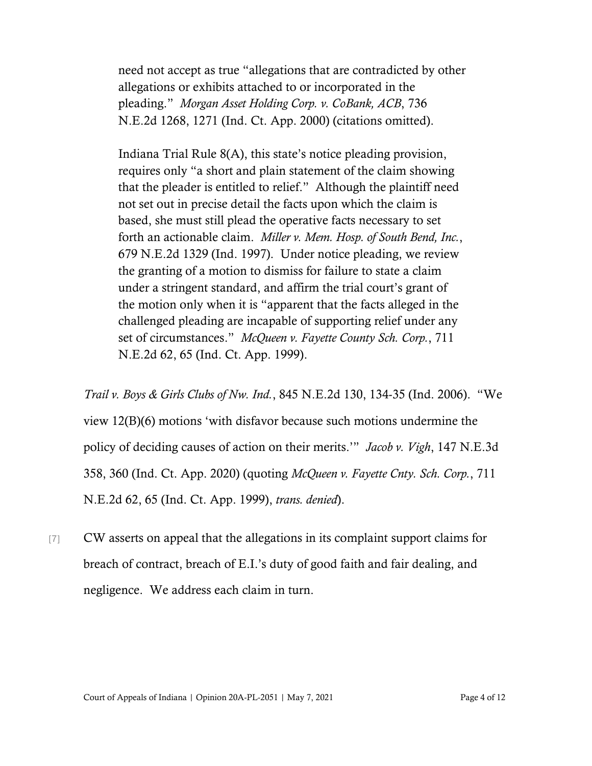> need not accept as true "allegations that are contradicted by other allegations or exhibits attached to or incorporated in the pleading." *Morgan Asset Holding Corp. v. CoBank, ACB*, 736 N.E.2d 1268, 1271 (Ind. Ct. App. 2000) (citations omitted).
>
> Indiana Trial Rule 8(A), this state's notice pleading provision, requires only "a short and plain statement of the claim showing that the pleader is entitled to relief." Although the plaintiff need not set out in precise detail the facts upon which the claim is based, she must still plead the operative facts necessary to set forth an actionable claim. *Miller v. Mem. Hosp. of South Bend, Inc.*, 679 N.E.2d 1329 (Ind. 1997). Under notice pleading, we review the granting of a motion to dismiss for failure to state a claim under a stringent standard, and affirm the trial court's grant of the motion only when it is "apparent that the facts alleged in the challenged pleading are incapable of supporting relief under any set of circumstances." *McQueen v. Fayette County Sch. Corp.*, 711 N.E.2d 62, 65 (Ind. Ct. App. 1999).

*Trail v. Boys & Girls Clubs of Nw. Ind.*, 845 N.E.2d 130, 134-35 (Ind. 2006). "We view 12(B)(6) motions 'with disfavor because such motions undermine the policy of deciding causes of action on their merits.'" *Jacob v. Vigh*, 147 N.E.3d 358, 360 (Ind. Ct. App. 2020) (quoting *McQueen v. Fayette Cnty. Sch. Corp.*, 711 N.E.2d 62, 65 (Ind. Ct. App. 1999), *trans. denied*).

[7] CW asserts on appeal that the allegations in its complaint support claims for breach of contract, breach of E.I.'s duty of good faith and fair dealing, and negligence. We address each claim in turn.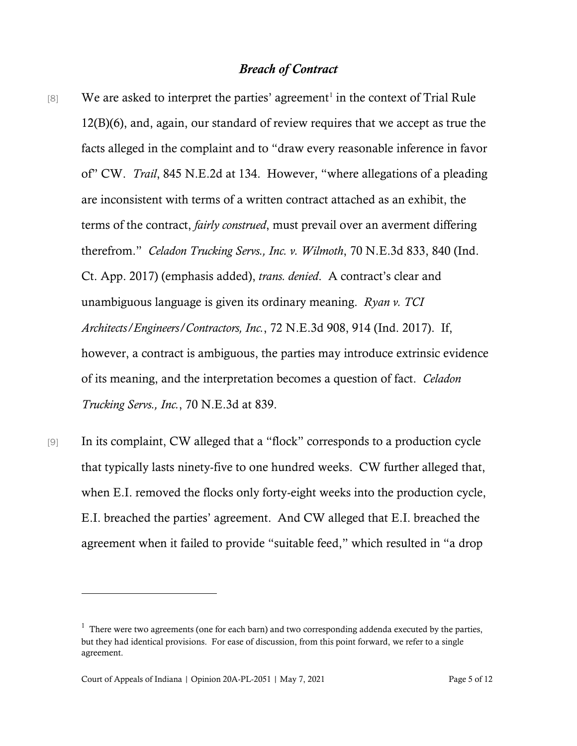### *Breach of Contract*

[8] We are asked to interpret the parties' agreement[1] in the context of Trial Rule 12(B)(6), and, again, our standard of review requires that we accept as true the facts alleged in the complaint and to "draw every reasonable inference in favor of" CW. *Trail*, 845 N.E.2d at 134. However, "where allegations of a pleading are inconsistent with terms of a written contract attached as an exhibit, the terms of the contract, *fairly construed*, must prevail over an averment differing therefrom." *Celadon Trucking Servs., Inc. v. Wilmoth*, 70 N.E.3d 833, 840 (Ind. Ct. App. 2017) (emphasis added), *trans. denied*. A contract's clear and unambiguous language is given its ordinary meaning. *Ryan v. TCI Architects/Engineers/Contractors, Inc.*, 72 N.E.3d 908, 914 (Ind. 2017). If, however, a contract is ambiguous, the parties may introduce extrinsic evidence of its meaning, and the interpretation becomes a question of fact. *Celadon Trucking Servs., Inc.*, 70 N.E.3d at 839.

[9] In its complaint, CW alleged that a "flock" corresponds to a production cycle that typically lasts ninety-five to one hundred weeks. CW further alleged that, when E.I. removed the flocks only forty-eight weeks into the production cycle, E.I. breached the parties' agreement. And CW alleged that E.I. breached the agreement when it failed to provide "suitable feed," which resulted in "a drop

---

[1] There were two agreements (one for each barn) and two corresponding addenda executed by the parties, but they had identical provisions. For ease of discussion, from this point forward, we refer to a single agreement.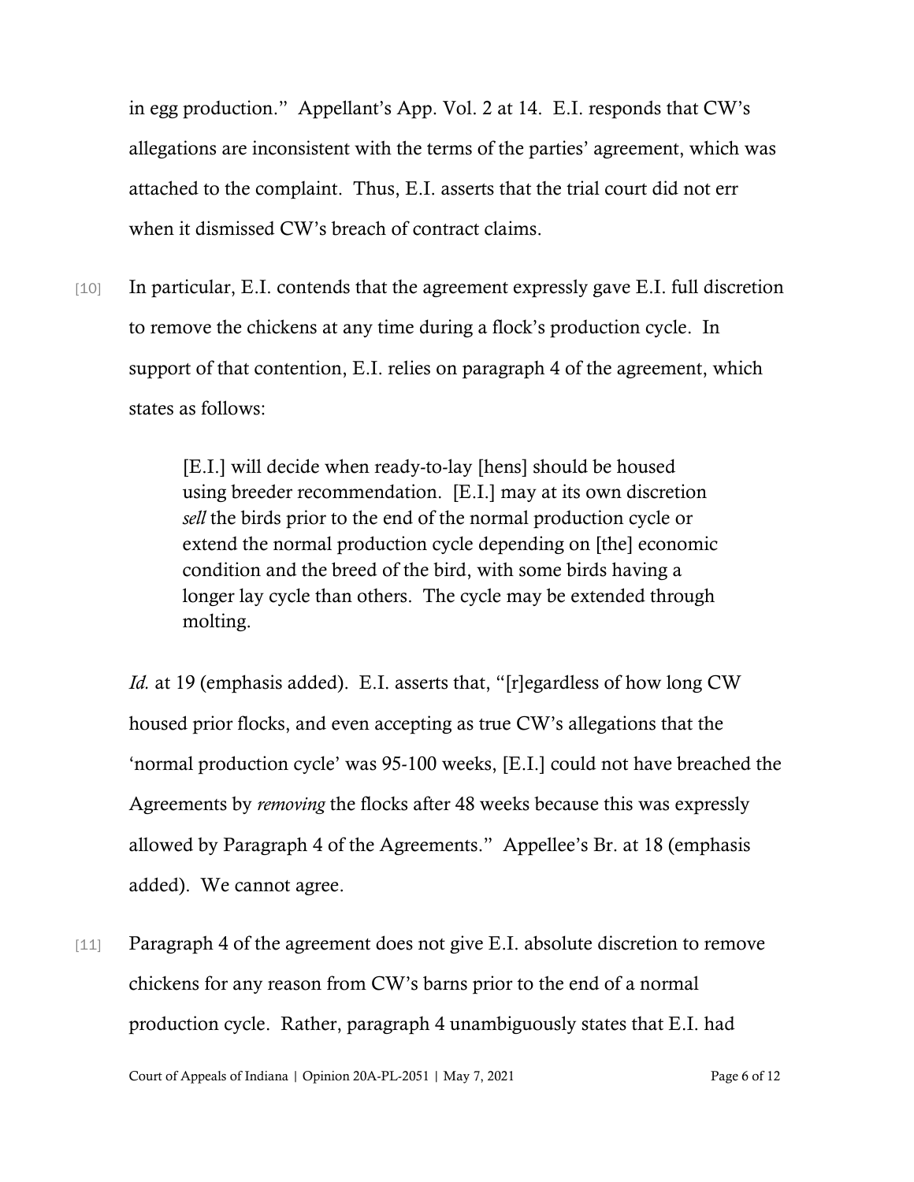in egg production." Appellant's App. Vol. 2 at 14. E.I. responds that CW's allegations are inconsistent with the terms of the parties' agreement, which was attached to the complaint. Thus, E.I. asserts that the trial court did not err when it dismissed CW's breach of contract claims.

[10] In particular, E.I. contends that the agreement expressly gave E.I. full discretion to remove the chickens at any time during a flock's production cycle. In support of that contention, E.I. relies on paragraph 4 of the agreement, which states as follows:

> [E.I.] will decide when ready-to-lay [hens] should be housed using breeder recommendation. [E.I.] may at its own discretion *sell* the birds prior to the end of the normal production cycle or extend the normal production cycle depending on [the] economic condition and the breed of the bird, with some birds having a longer lay cycle than others. The cycle may be extended through molting.

*Id.* at 19 (emphasis added). E.I. asserts that, "[r]egardless of how long CW housed prior flocks, and even accepting as true CW's allegations that the 'normal production cycle' was 95-100 weeks, [E.I.] could not have breached the Agreements by *removing* the flocks after 48 weeks because this was expressly allowed by Paragraph 4 of the Agreements." Appellee's Br. at 18 (emphasis added). We cannot agree.

[11] Paragraph 4 of the agreement does not give E.I. absolute discretion to remove chickens for any reason from CW's barns prior to the end of a normal production cycle. Rather, paragraph 4 unambiguously states that E.I. had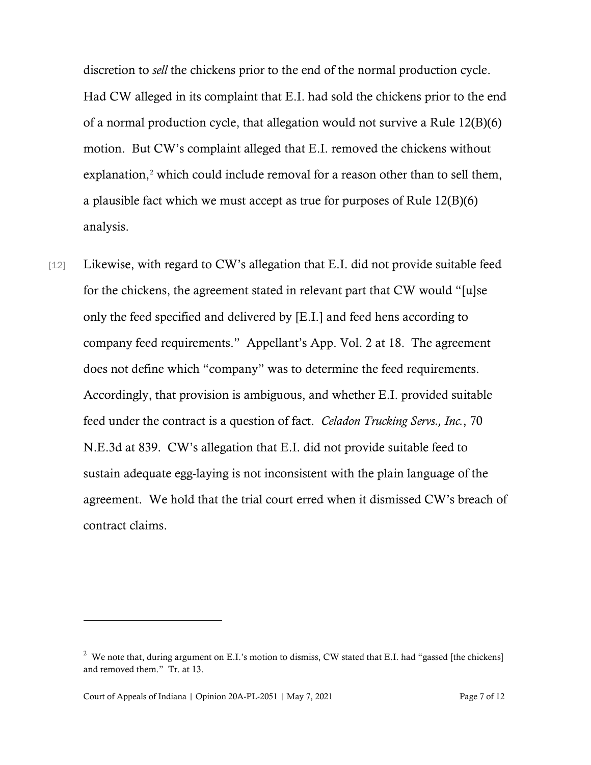discretion to *sell* the chickens prior to the end of the normal production cycle. Had CW alleged in its complaint that E.I. had sold the chickens prior to the end of a normal production cycle, that allegation would not survive a Rule 12(B)(6) motion. But CW's complaint alleged that E.I. removed the chickens without explanation,[2] which could include removal for a reason other than to sell them, a plausible fact which we must accept as true for purposes of Rule 12(B)(6) analysis.

[12] Likewise, with regard to CW's allegation that E.I. did not provide suitable feed for the chickens, the agreement stated in relevant part that CW would "[u]se only the feed specified and delivered by [E.I.] and feed hens according to company feed requirements." Appellant's App. Vol. 2 at 18. The agreement does not define which "company" was to determine the feed requirements. Accordingly, that provision is ambiguous, and whether E.I. provided suitable feed under the contract is a question of fact. *Celadon Trucking Servs., Inc.*, 70 N.E.3d at 839. CW's allegation that E.I. did not provide suitable feed to sustain adequate egg-laying is not inconsistent with the plain language of the agreement. We hold that the trial court erred when it dismissed CW's breach of contract claims.

---

[2] We note that, during argument on E.I.'s motion to dismiss, CW stated that E.I. had "gassed [the chickens] and removed them." Tr. at 13.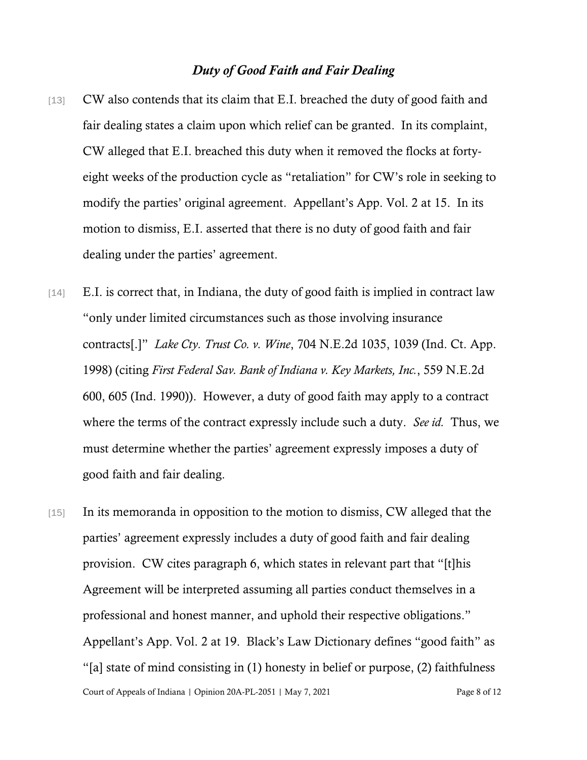### *Duty of Good Faith and Fair Dealing*

[13] CW also contends that its claim that E.I. breached the duty of good faith and fair dealing states a claim upon which relief can be granted. In its complaint, CW alleged that E.I. breached this duty when it removed the flocks at forty-eight weeks of the production cycle as "retaliation" for CW's role in seeking to modify the parties' original agreement. Appellant's App. Vol. 2 at 15. In its motion to dismiss, E.I. asserted that there is no duty of good faith and fair dealing under the parties' agreement.

[14] E.I. is correct that, in Indiana, the duty of good faith is implied in contract law "only under limited circumstances such as those involving insurance contracts[.]" *Lake Cty. Trust Co. v. Wine*, 704 N.E.2d 1035, 1039 (Ind. Ct. App. 1998) (citing *First Federal Sav. Bank of Indiana v. Key Markets, Inc.*, 559 N.E.2d 600, 605 (Ind. 1990)). However, a duty of good faith may apply to a contract where the terms of the contract expressly include such a duty. *See id.* Thus, we must determine whether the parties' agreement expressly imposes a duty of good faith and fair dealing.

[15] In its memoranda in opposition to the motion to dismiss, CW alleged that the parties' agreement expressly includes a duty of good faith and fair dealing provision. CW cites paragraph 6, which states in relevant part that "[t]his Agreement will be interpreted assuming all parties conduct themselves in a professional and honest manner, and uphold their respective obligations." Appellant's App. Vol. 2 at 19. Black's Law Dictionary defines "good faith" as "[a] state of mind consisting in (1) honesty in belief or purpose, (2) faithfulness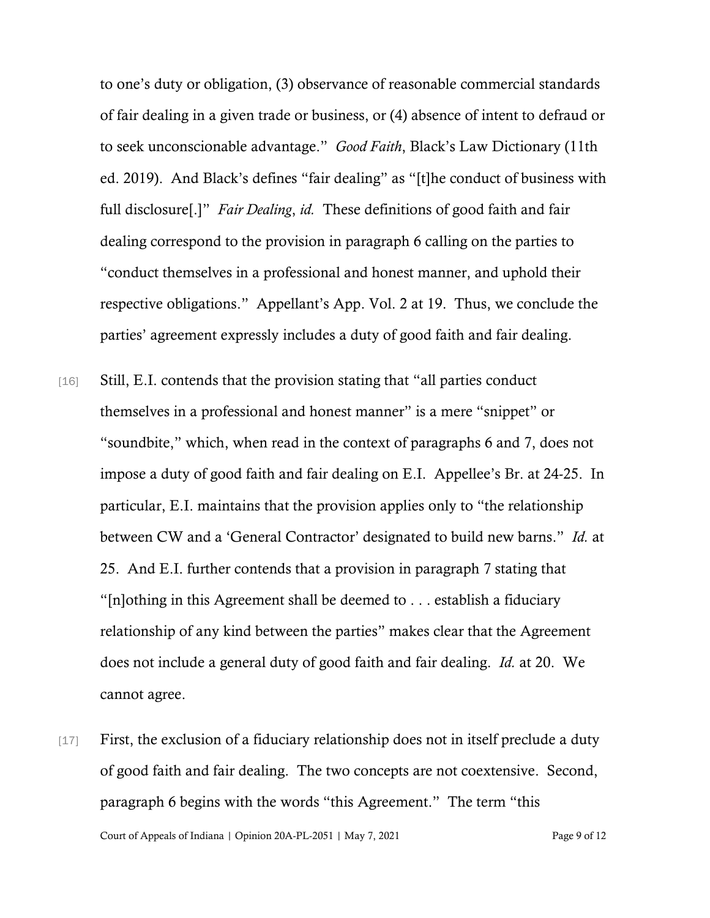to one's duty or obligation, (3) observance of reasonable commercial standards of fair dealing in a given trade or business, or (4) absence of intent to defraud or to seek unconscionable advantage." *Good Faith*, Black's Law Dictionary (11th ed. 2019). And Black's defines "fair dealing" as "[t]he conduct of business with full disclosure[.]" *Fair Dealing*, *id.* These definitions of good faith and fair dealing correspond to the provision in paragraph 6 calling on the parties to "conduct themselves in a professional and honest manner, and uphold their respective obligations." Appellant's App. Vol. 2 at 19. Thus, we conclude the parties' agreement expressly includes a duty of good faith and fair dealing.

[16] Still, E.I. contends that the provision stating that "all parties conduct themselves in a professional and honest manner" is a mere "snippet" or "soundbite," which, when read in the context of paragraphs 6 and 7, does not impose a duty of good faith and fair dealing on E.I. Appellee's Br. at 24-25. In particular, E.I. maintains that the provision applies only to "the relationship between CW and a 'General Contractor' designated to build new barns." *Id.* at 25. And E.I. further contends that a provision in paragraph 7 stating that "[n]othing in this Agreement shall be deemed to . . . establish a fiduciary relationship of any kind between the parties" makes clear that the Agreement does not include a general duty of good faith and fair dealing. *Id.* at 20. We cannot agree.

[17] First, the exclusion of a fiduciary relationship does not in itself preclude a duty of good faith and fair dealing. The two concepts are not coextensive. Second, paragraph 6 begins with the words "this Agreement." The term "this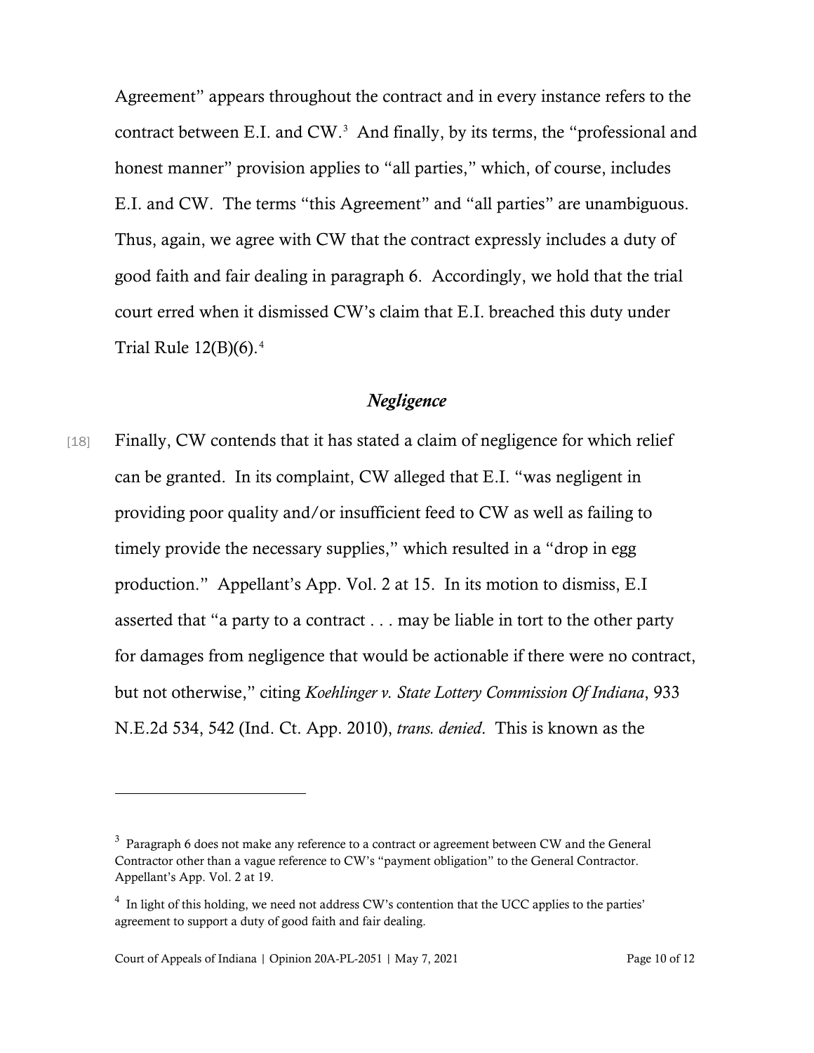Agreement" appears throughout the contract and in every instance refers to the contract between E.I. and CW.[3] And finally, by its terms, the "professional and honest manner" provision applies to "all parties," which, of course, includes E.I. and CW. The terms "this Agreement" and "all parties" are unambiguous. Thus, again, we agree with CW that the contract expressly includes a duty of good faith and fair dealing in paragraph 6. Accordingly, we hold that the trial court erred when it dismissed CW's claim that E.I. breached this duty under Trial Rule 12(B)(6).[4]

### *Negligence*

[18] Finally, CW contends that it has stated a claim of negligence for which relief can be granted. In its complaint, CW alleged that E.I. "was negligent in providing poor quality and/or insufficient feed to CW as well as failing to timely provide the necessary supplies," which resulted in a "drop in egg production." Appellant's App. Vol. 2 at 15. In its motion to dismiss, E.I asserted that "a party to a contract . . . may be liable in tort to the other party for damages from negligence that would be actionable if there were no contract, but not otherwise," citing *Koehlinger v. State Lottery Commission Of Indiana*, 933 N.E.2d 534, 542 (Ind. Ct. App. 2010), *trans. denied*. This is known as the

---

[3] Paragraph 6 does not make any reference to a contract or agreement between CW and the General Contractor other than a vague reference to CW's "payment obligation" to the General Contractor. Appellant's App. Vol. 2 at 19.

[4] In light of this holding, we need not address CW's contention that the UCC applies to the parties' agreement to support a duty of good faith and fair dealing.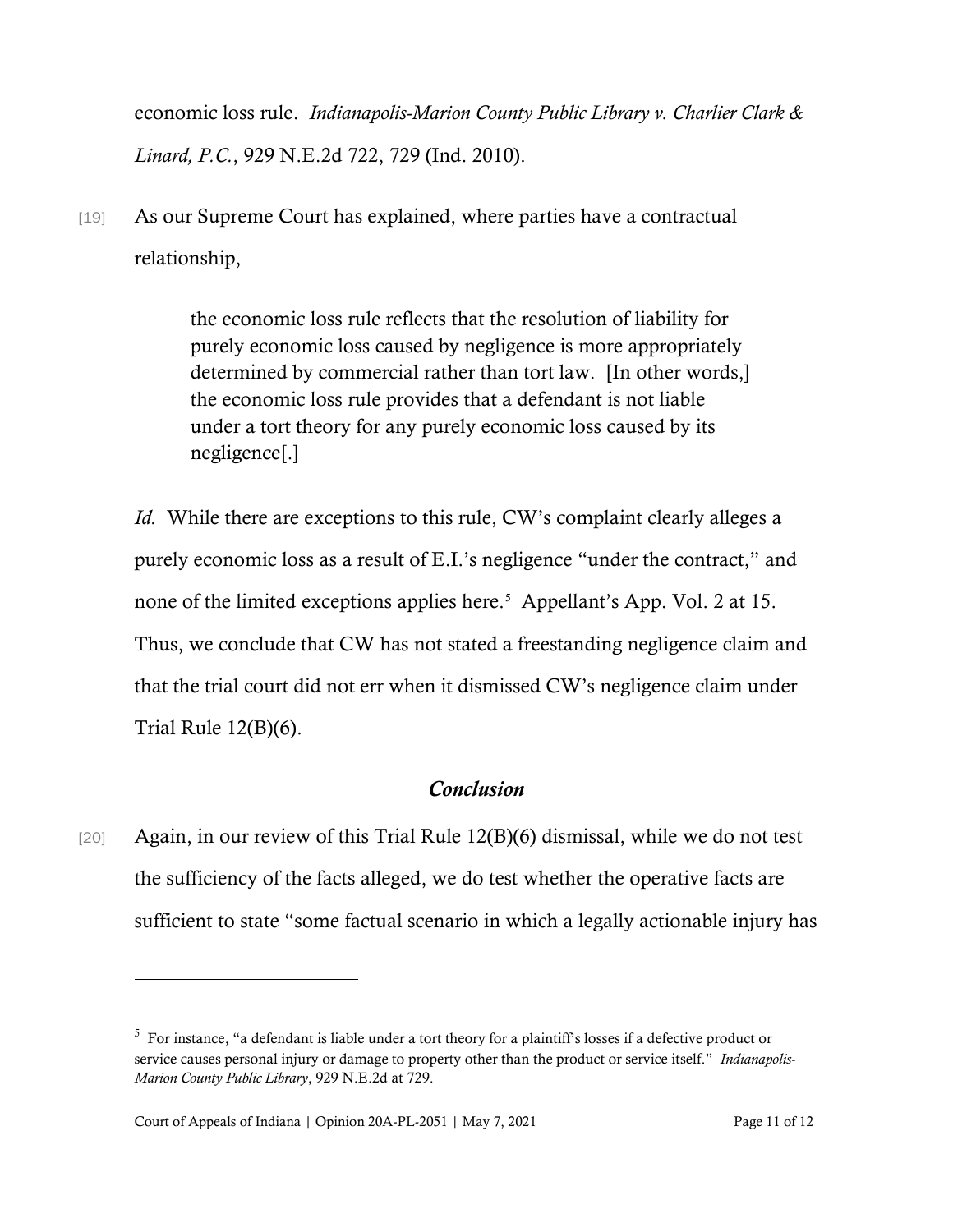economic loss rule. *Indianapolis-Marion County Public Library v. Charlier Clark & Linard, P.C.*, 929 N.E.2d 722, 729 (Ind. 2010).

[19] As our Supreme Court has explained, where parties have a contractual relationship,

> the economic loss rule reflects that the resolution of liability for purely economic loss caused by negligence is more appropriately determined by commercial rather than tort law. [In other words,] the economic loss rule provides that a defendant is not liable under a tort theory for any purely economic loss caused by its negligence[.]

*Id.* While there are exceptions to this rule, CW's complaint clearly alleges a purely economic loss as a result of E.I.'s negligence "under the contract," and none of the limited exceptions applies here.[5] Appellant's App. Vol. 2 at 15. Thus, we conclude that CW has not stated a freestanding negligence claim and that the trial court did not err when it dismissed CW's negligence claim under Trial Rule 12(B)(6).

## *Conclusion*

[20] Again, in our review of this Trial Rule 12(B)(6) dismissal, while we do not test the sufficiency of the facts alleged, we do test whether the operative facts are sufficient to state "some factual scenario in which a legally actionable injury has

---

[5] For instance, "a defendant is liable under a tort theory for a plaintiff's losses if a defective product or service causes personal injury or damage to property other than the product or service itself." *Indianapolis-Marion County Public Library*, 929 N.E.2d at 729.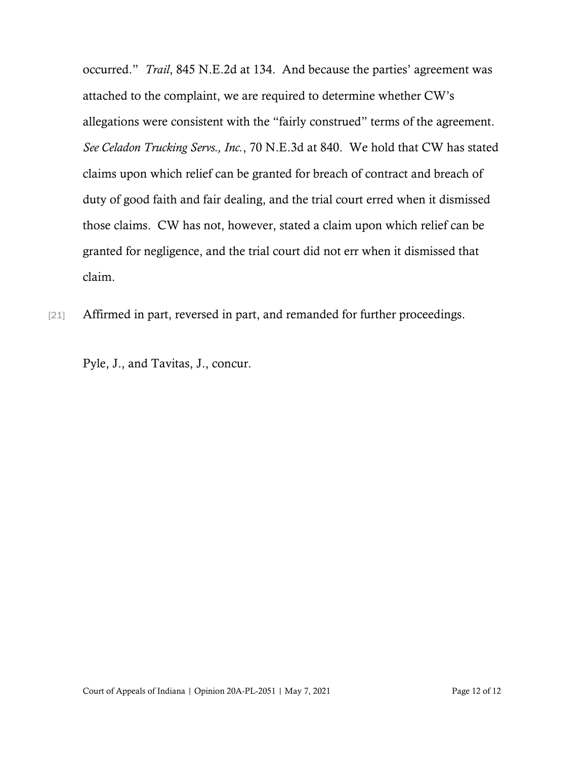occurred." *Trail*, 845 N.E.2d at 134. And because the parties' agreement was attached to the complaint, we are required to determine whether CW's allegations were consistent with the "fairly construed" terms of the agreement. *See Celadon Trucking Servs., Inc.*, 70 N.E.3d at 840. We hold that CW has stated claims upon which relief can be granted for breach of contract and breach of duty of good faith and fair dealing, and the trial court erred when it dismissed those claims. CW has not, however, stated a claim upon which relief can be granted for negligence, and the trial court did not err when it dismissed that claim.

[21] Affirmed in part, reversed in part, and remanded for further proceedings.

Pyle, J., and Tavitas, J., concur.